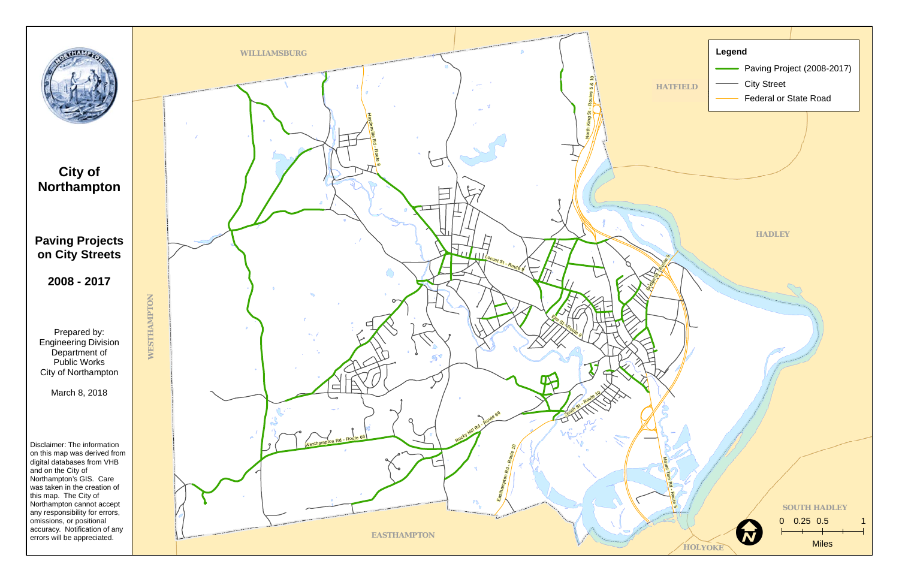# City of Northampton

## Paving Projects on City Streets

## 2008 - 2017

Prepared by:
Engineering Division
Department of
Public Works
City of Northampton

March 8, 2018

Disclaimer: The information on this map was derived from digital databases from VHB and on the City of Northampton's GIS. Care was taken in the creation of this map. The City of Northampton cannot accept any responsibility for errors, omissions, or positional accuracy. Notification of any errors will be appreciated.

**Legend**

- Paving Project (2008-2017)
- City Street
- Federal or State Road

WILLIAMSBURG

HATFIELD

HADLEY

WESTHAMPTON

EASTHAMPTON

HOLYOKE

SOUTH HADLEY

Haydenville Rd - Route 9

North King St - Routes 5 & 10

Locust St - Route 9

Bridge St - Route 9

Elm St - Route 9

South St - Route 10

Rocky Hill Rd - Route 66

Westhampton Rd - Route 66

Easthampton Rd - Route 10

Mount Tom Rd - Route 5

0 0.25 0.5 1

Miles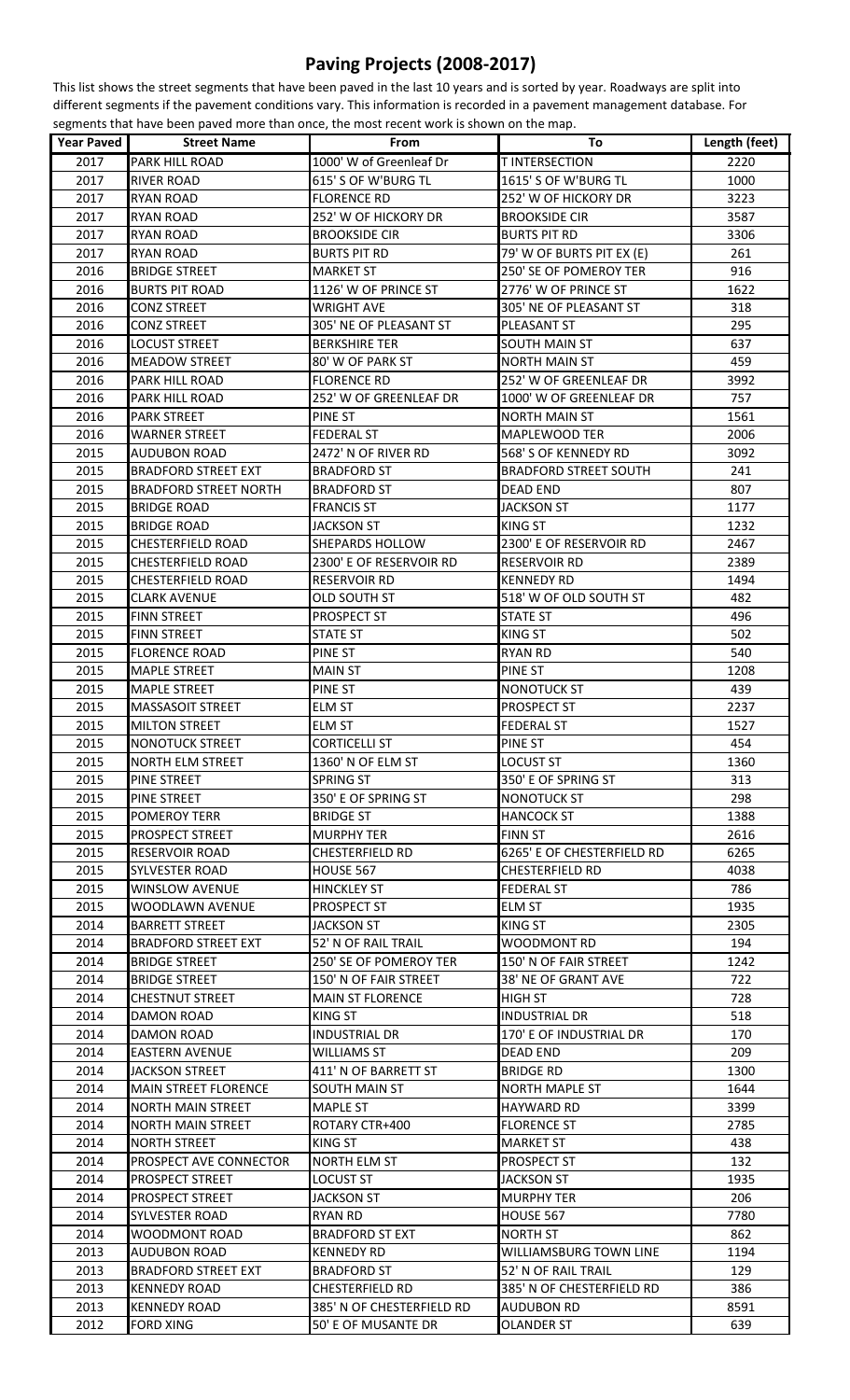# Paving Projects (2008-2017)

This list shows the street segments that have been paved in the last 10 years and is sorted by year. Roadways are split into different segments if the pavement conditions vary. This information is recorded in a pavement management database. For segments that have been paved more than once, the most recent work is shown on the map.

| Year Paved | Street Name | From | To | Length (feet) |
|---|---|---|---|---|
| 2017 | PARK HILL ROAD | 1000' W of Greenleaf Dr | T INTERSECTION | 2220 |
| 2017 | RIVER ROAD | 615' S OF W'BURG TL | 1615' S OF W'BURG TL | 1000 |
| 2017 | RYAN ROAD | FLORENCE RD | 252' W OF HICKORY DR | 3223 |
| 2017 | RYAN ROAD | 252' W OF HICKORY DR | BROOKSIDE CIR | 3587 |
| 2017 | RYAN ROAD | BROOKSIDE CIR | BURTS PIT RD | 3306 |
| 2017 | RYAN ROAD | BURTS PIT RD | 79' W OF BURTS PIT EX (E) | 261 |
| 2016 | BRIDGE STREET | MARKET ST | 250' SE OF POMEROY TER | 916 |
| 2016 | BURTS PIT ROAD | 1126' W OF PRINCE ST | 2776' W OF PRINCE ST | 1622 |
| 2016 | CONZ STREET | WRIGHT AVE | 305' NE OF PLEASANT ST | 318 |
| 2016 | CONZ STREET | 305' NE OF PLEASANT ST | PLEASANT ST | 295 |
| 2016 | LOCUST STREET | BERKSHIRE TER | SOUTH MAIN ST | 637 |
| 2016 | MEADOW STREET | 80' W OF PARK ST | NORTH MAIN ST | 459 |
| 2016 | PARK HILL ROAD | FLORENCE RD | 252' W OF GREENLEAF DR | 3992 |
| 2016 | PARK HILL ROAD | 252' W OF GREENLEAF DR | 1000' W OF GREENLEAF DR | 757 |
| 2016 | PARK STREET | PINE ST | NORTH MAIN ST | 1561 |
| 2016 | WARNER STREET | FEDERAL ST | MAPLEWOOD TER | 2006 |
| 2015 | AUDUBON ROAD | 2472' N OF RIVER RD | 568' S OF KENNEDY RD | 3092 |
| 2015 | BRADFORD STREET EXT | BRADFORD ST | BRADFORD STREET SOUTH | 241 |
| 2015 | BRADFORD STREET NORTH | BRADFORD ST | DEAD END | 807 |
| 2015 | BRIDGE ROAD | FRANCIS ST | JACKSON ST | 1177 |
| 2015 | BRIDGE ROAD | JACKSON ST | KING ST | 1232 |
| 2015 | CHESTERFIELD ROAD | SHEPARDS HOLLOW | 2300' E OF RESERVOIR RD | 2467 |
| 2015 | CHESTERFIELD ROAD | 2300' E OF RESERVOIR RD | RESERVOIR RD | 2389 |
| 2015 | CHESTERFIELD ROAD | RESERVOIR RD | KENNEDY RD | 1494 |
| 2015 | CLARK AVENUE | OLD SOUTH ST | 518' W OF OLD SOUTH ST | 482 |
| 2015 | FINN STREET | PROSPECT ST | STATE ST | 496 |
| 2015 | FINN STREET | STATE ST | KING ST | 502 |
| 2015 | FLORENCE ROAD | PINE ST | RYAN RD | 540 |
| 2015 | MAPLE STREET | MAIN ST | PINE ST | 1208 |
| 2015 | MAPLE STREET | PINE ST | NONOTUCK ST | 439 |
| 2015 | MASSASOIT STREET | ELM ST | PROSPECT ST | 2237 |
| 2015 | MILTON STREET | ELM ST | FEDERAL ST | 1527 |
| 2015 | NONOTUCK STREET | CORTICELLI ST | PINE ST | 454 |
| 2015 | NORTH ELM STREET | 1360' N OF ELM ST | LOCUST ST | 1360 |
| 2015 | PINE STREET | SPRING ST | 350' E OF SPRING ST | 313 |
| 2015 | PINE STREET | 350' E OF SPRING ST | NONOTUCK ST | 298 |
| 2015 | POMEROY TERR | BRIDGE ST | HANCOCK ST | 1388 |
| 2015 | PROSPECT STREET | MURPHY TER | FINN ST | 2616 |
| 2015 | RESERVOIR ROAD | CHESTERFIELD RD | 6265' E OF CHESTERFIELD RD | 6265 |
| 2015 | SYLVESTER ROAD | HOUSE 567 | CHESTERFIELD RD | 4038 |
| 2015 | WINSLOW AVENUE | HINCKLEY ST | FEDERAL ST | 786 |
| 2015 | WOODLAWN AVENUE | PROSPECT ST | ELM ST | 1935 |
| 2014 | BARRETT STREET | JACKSON ST | KING ST | 2305 |
| 2014 | BRADFORD STREET EXT | 52' N OF RAIL TRAIL | WOODMONT RD | 194 |
| 2014 | BRIDGE STREET | 250' SE OF POMEROY TER | 150' N OF FAIR STREET | 1242 |
| 2014 | BRIDGE STREET | 150' N OF FAIR STREET | 38' NE OF GRANT AVE | 722 |
| 2014 | CHESTNUT STREET | MAIN ST FLORENCE | HIGH ST | 728 |
| 2014 | DAMON ROAD | KING ST | INDUSTRIAL DR | 518 |
| 2014 | DAMON ROAD | INDUSTRIAL DR | 170' E OF INDUSTRIAL DR | 170 |
| 2014 | EASTERN AVENUE | WILLIAMS ST | DEAD END | 209 |
| 2014 | JACKSON STREET | 411' N OF BARRETT ST | BRIDGE RD | 1300 |
| 2014 | MAIN STREET FLORENCE | SOUTH MAIN ST | NORTH MAPLE ST | 1644 |
| 2014 | NORTH MAIN STREET | MAPLE ST | HAYWARD RD | 3399 |
| 2014 | NORTH MAIN STREET | ROTARY CTR+400 | FLORENCE ST | 2785 |
| 2014 | NORTH STREET | KING ST | MARKET ST | 438 |
| 2014 | PROSPECT AVE CONNECTOR | NORTH ELM ST | PROSPECT ST | 132 |
| 2014 | PROSPECT STREET | LOCUST ST | JACKSON ST | 1935 |
| 2014 | PROSPECT STREET | JACKSON ST | MURPHY TER | 206 |
| 2014 | SYLVESTER ROAD | RYAN RD | HOUSE 567 | 7780 |
| 2014 | WOODMONT ROAD | BRADFORD ST EXT | NORTH ST | 862 |
| 2013 | AUDUBON ROAD | KENNEDY RD | WILLIAMSBURG TOWN LINE | 1194 |
| 2013 | BRADFORD STREET EXT | BRADFORD ST | 52' N OF RAIL TRAIL | 129 |
| 2013 | KENNEDY ROAD | CHESTERFIELD RD | 385' N OF CHESTERFIELD RD | 386 |
| 2013 | KENNEDY ROAD | 385' N OF CHESTERFIELD RD | AUDUBON RD | 8591 |
| 2012 | FORD XING | 50' E OF MUSANTE DR | OLANDER ST | 639 |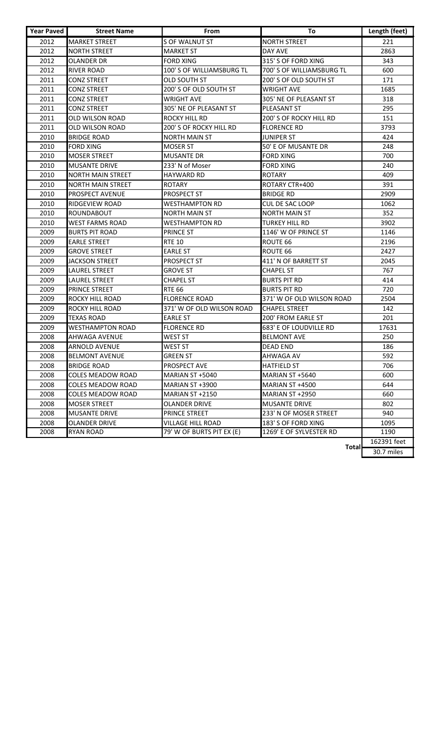| Year Paved | Street Name | From | To | Length (feet) |
|---|---|---|---|---|
| 2012 | MARKET STREET | S OF WALNUT ST | NORTH STREET | 221 |
| 2012 | NORTH STREET | MARKET ST | DAY AVE | 2863 |
| 2012 | OLANDER DR | FORD XING | 315' S OF FORD XING | 343 |
| 2012 | RIVER ROAD | 100' S OF WILLIAMSBURG TL | 700' S OF WILLIAMSBURG TL | 600 |
| 2011 | CONZ STREET | OLD SOUTH ST | 200' S OF OLD SOUTH ST | 171 |
| 2011 | CONZ STREET | 200' S OF OLD SOUTH ST | WRIGHT AVE | 1685 |
| 2011 | CONZ STREET | WRIGHT AVE | 305' NE OF PLEASANT ST | 318 |
| 2011 | CONZ STREET | 305' NE OF PLEASANT ST | PLEASANT ST | 295 |
| 2011 | OLD WILSON ROAD | ROCKY HILL RD | 200' S OF ROCKY HILL RD | 151 |
| 2011 | OLD WILSON ROAD | 200' S OF ROCKY HILL RD | FLORENCE RD | 3793 |
| 2010 | BRIDGE ROAD | NORTH MAIN ST | JUNIPER ST | 424 |
| 2010 | FORD XING | MOSER ST | 50' E OF MUSANTE DR | 248 |
| 2010 | MOSER STREET | MUSANTE DR | FORD XING | 700 |
| 2010 | MUSANTE DRIVE | 233' N of Moser | FORD XING | 240 |
| 2010 | NORTH MAIN STREET | HAYWARD RD | ROTARY | 409 |
| 2010 | NORTH MAIN STREET | ROTARY | ROTARY CTR+400 | 391 |
| 2010 | PROSPECT AVENUE | PROSPECT ST | BRIDGE RD | 2909 |
| 2010 | RIDGEVIEW ROAD | WESTHAMPTON RD | CUL DE SAC LOOP | 1062 |
| 2010 | ROUNDABOUT | NORTH MAIN ST | NORTH MAIN ST | 352 |
| 2010 | WEST FARMS ROAD | WESTHAMPTON RD | TURKEY HILL RD | 3902 |
| 2009 | BURTS PIT ROAD | PRINCE ST | 1146' W OF PRINCE ST | 1146 |
| 2009 | EARLE STREET | RTE 10 | ROUTE 66 | 2196 |
| 2009 | GROVE STREET | EARLE ST | ROUTE 66 | 2427 |
| 2009 | JACKSON STREET | PROSPECT ST | 411' N OF BARRETT ST | 2045 |
| 2009 | LAUREL STREET | GROVE ST | CHAPEL ST | 767 |
| 2009 | LAUREL STREET | CHAPEL ST | BURTS PIT RD | 414 |
| 2009 | PRINCE STREET | RTE 66 | BURTS PIT RD | 720 |
| 2009 | ROCKY HILL ROAD | FLORENCE ROAD | 371' W OF OLD WILSON ROAD | 2504 |
| 2009 | ROCKY HILL ROAD | 371' W OF OLD WILSON ROAD | CHAPEL STREET | 142 |
| 2009 | TEXAS ROAD | EARLE ST | 200' FROM EARLE ST | 201 |
| 2009 | WESTHAMPTON ROAD | FLORENCE RD | 683' E OF LOUDVILLE RD | 17631 |
| 2008 | AHWAGA AVENUE | WEST ST | BELMONT AVE | 250 |
| 2008 | ARNOLD AVENUE | WEST ST | DEAD END | 186 |
| 2008 | BELMONT AVENUE | GREEN ST | AHWAGA AV | 592 |
| 2008 | BRIDGE ROAD | PROSPECT AVE | HATFIELD ST | 706 |
| 2008 | COLES MEADOW ROAD | MARIAN ST +5040 | MARIAN ST +5640 | 600 |
| 2008 | COLES MEADOW ROAD | MARIAN ST +3900 | MARIAN ST +4500 | 644 |
| 2008 | COLES MEADOW ROAD | MARIAN ST +2150 | MARIAN ST +2950 | 660 |
| 2008 | MOSER STREET | OLANDER DRIVE | MUSANTE DRIVE | 802 |
| 2008 | MUSANTE DRIVE | PRINCE STREET | 233' N OF MOSER STREET | 940 |
| 2008 | OLANDER DRIVE | VILLAGE HILL ROAD | 183' S OF FORD XING | 1095 |
| 2008 | RYAN ROAD | 79' W OF BURTS PIT EX (E) | 1269' E OF SYLVESTER RD | 1190 |
| | | | **Total** | 162391 feet |
| | | | | 30.7 miles |